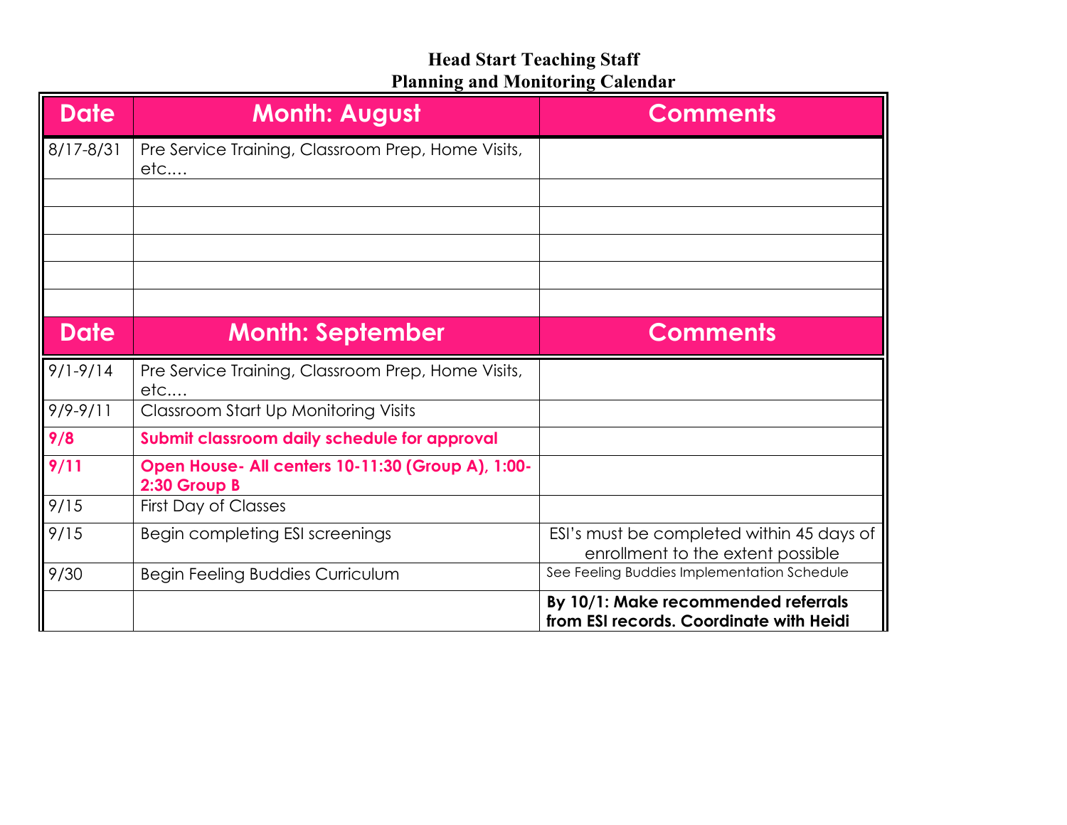# Head Start Teaching Staff
## Planning and Monitoring Calendar

| Date | Month: August | Comments |
|---|---|---|
| 8/17-8/31 | Pre Service Training, Classroom Prep, Home Visits, etc.… | |
| | | |
| | | |
| | | |
| | | |
| | | |
| **Date** | **Month: September** | **Comments** |
| 9/1-9/14 | Pre Service Training, Classroom Prep, Home Visits, etc.… | |
| 9/9-9/11 | Classroom Start Up Monitoring Visits | |
| **9/8** | **Submit classroom daily schedule for approval** | |
| **9/11** | **Open House- All centers 10-11:30 (Group A), 1:00-2:30 Group B** | |
| 9/15 | First Day of Classes | |
| 9/15 | Begin completing ESI screenings | ESI's must be completed within 45 days of enrollment to the extent possible |
| 9/30 | Begin Feeling Buddies Curriculum | See Feeling Buddies Implementation Schedule |
| | | **By 10/1: Make recommended referrals from ESI records. Coordinate with Heidi** |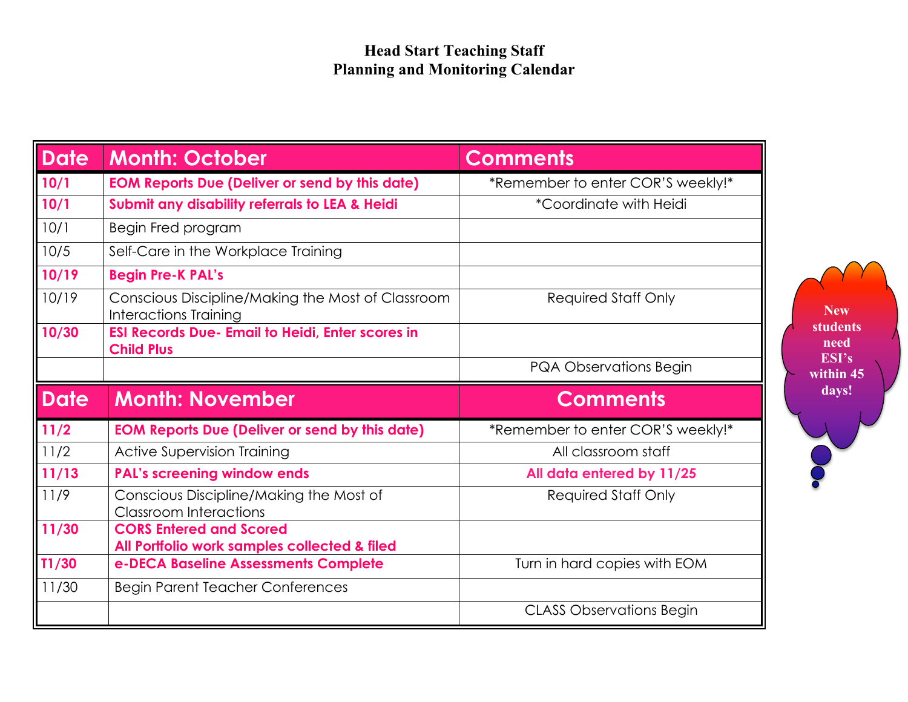**Head Start Teaching Staff**
**Planning and Monitoring Calendar**

| Date | Month: October | Comments |
|---|---|---|
| **10/1** | **EOM Reports Due (Deliver or send by this date)** | *Remember to enter COR'S weekly!* |
| **10/1** | **Submit any disability referrals to LEA & Heidi** | *Coordinate with Heidi |
| 10/1 | Begin Fred program | |
| 10/5 | Self-Care in the Workplace Training | |
| **10/19** | **Begin Pre-K PAL's** | |
| 10/19 | Conscious Discipline/Making the Most of Classroom Interactions Training | Required Staff Only |
| **10/30** | **ESI Records Due- Email to Heidi, Enter scores in Child Plus** | |
| | | PQA Observations Begin |

| Date | Month: November | Comments |
|---|---|---|
| **11/2** | **EOM Reports Due (Deliver or send by this date)** | *Remember to enter COR'S weekly!* |
| 11/2 | Active Supervision Training | All classroom staff |
| **11/13** | **PAL's screening window ends** | **All data entered by 11/25** |
| 11/9 | Conscious Discipline/Making the Most of Classroom Interactions | Required Staff Only |
| **11/30** | **CORS Entered and Scored** **All Portfolio work samples collected & filed** | |
| **T1/30** | **e-DECA Baseline Assessments Complete** | Turn in hard copies with EOM |
| 11/30 | Begin Parent Teacher Conferences | |
| | | CLASS Observations Begin |

**New students need ESI's within 45 days!**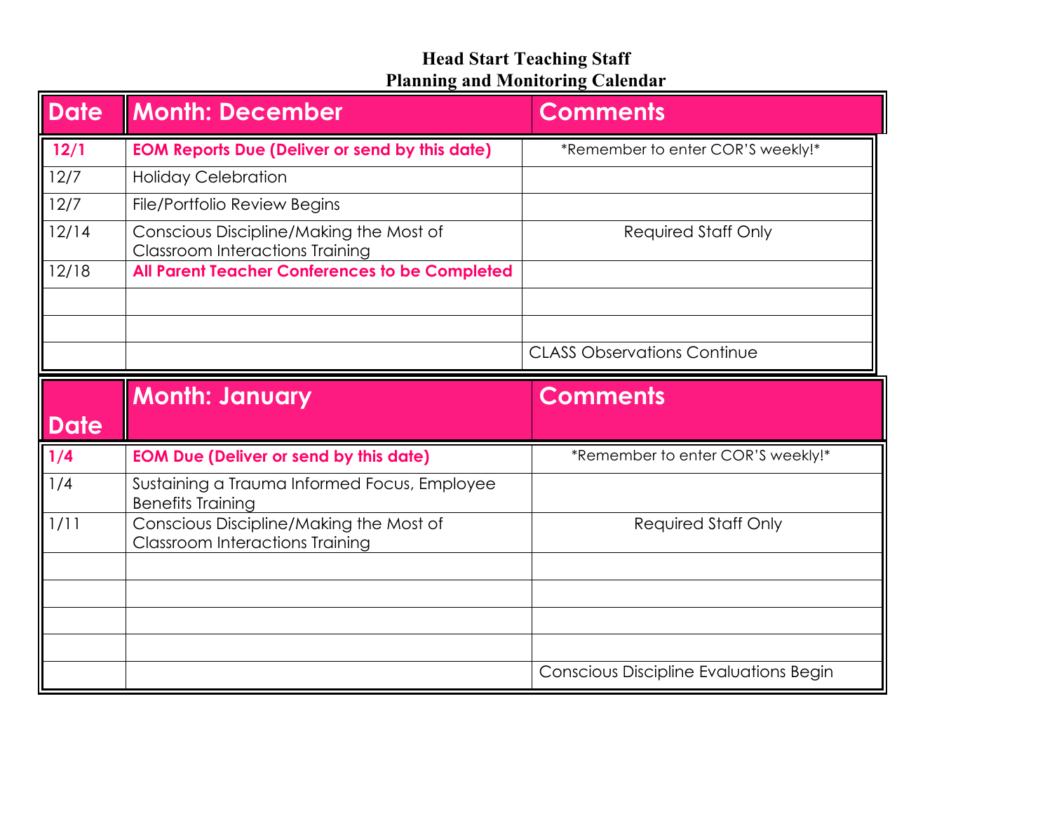# Head Start Teaching Staff
# Planning and Monitoring Calendar

| Date | Month: December | Comments |
|---|---|---|
| **12/1** | **EOM Reports Due (Deliver or send by this date)** | *Remember to enter COR'S weekly!* |
| 12/7 | Holiday Celebration | |
| 12/7 | File/Portfolio Review Begins | |
| 12/14 | Conscious Discipline/Making the Most of Classroom Interactions Training | Required Staff Only |
| 12/18 | **All Parent Teacher Conferences to be Completed** | |
| | | |
| | | |
| | | CLASS Observations Continue |

| Date | Month: January | Comments |
|---|---|---|
| **1/4** | **EOM Due (Deliver or send by this date)** | *Remember to enter COR'S weekly!* |
| 1/4 | Sustaining a Trauma Informed Focus, Employee Benefits Training | |
| 1/11 | Conscious Discipline/Making the Most of Classroom Interactions Training | Required Staff Only |
| | | |
| | | |
| | | |
| | | |
| | | Conscious Discipline Evaluations Begin |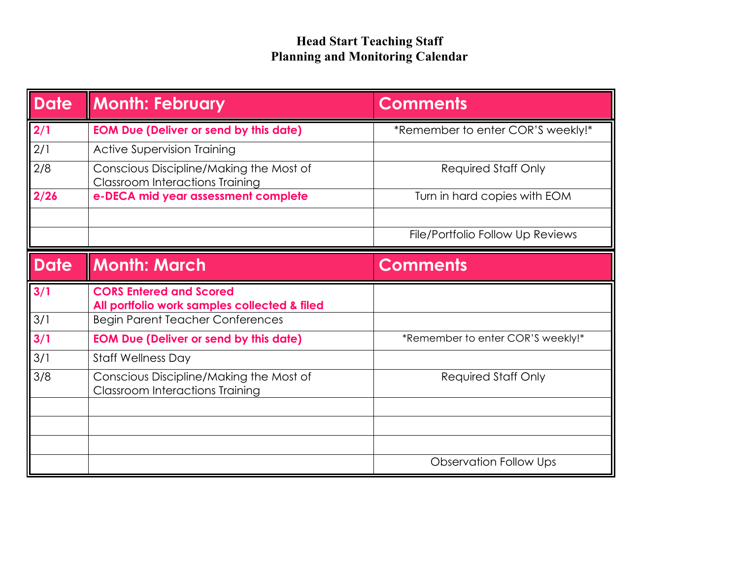# Head Start Teaching Staff
# Planning and Monitoring Calendar

| Date | Month: February | Comments |
|---|---|---|
| **2/1** | **EOM Due (Deliver or send by this date)** | *Remember to enter COR'S weekly!* |
| 2/1 | Active Supervision Training | |
| 2/8 | Conscious Discipline/Making the Most of Classroom Interactions Training | Required Staff Only |
| **2/26** | **e-DECA mid year assessment complete** | Turn in hard copies with EOM |
| | | |
| | | File/Portfolio Follow Up Reviews |

| Date | Month: March | Comments |
|---|---|---|
| **3/1** | **CORS Entered and Scored**<br>**All portfolio work samples collected & filed** | |
| 3/1 | Begin Parent Teacher Conferences | |
| **3/1** | **EOM Due (Deliver or send by this date)** | *Remember to enter COR'S weekly!* |
| 3/1 | Staff Wellness Day | |
| 3/8 | Conscious Discipline/Making the Most of Classroom Interactions Training | Required Staff Only |
| | | |
| | | |
| | | |
| | | Observation Follow Ups |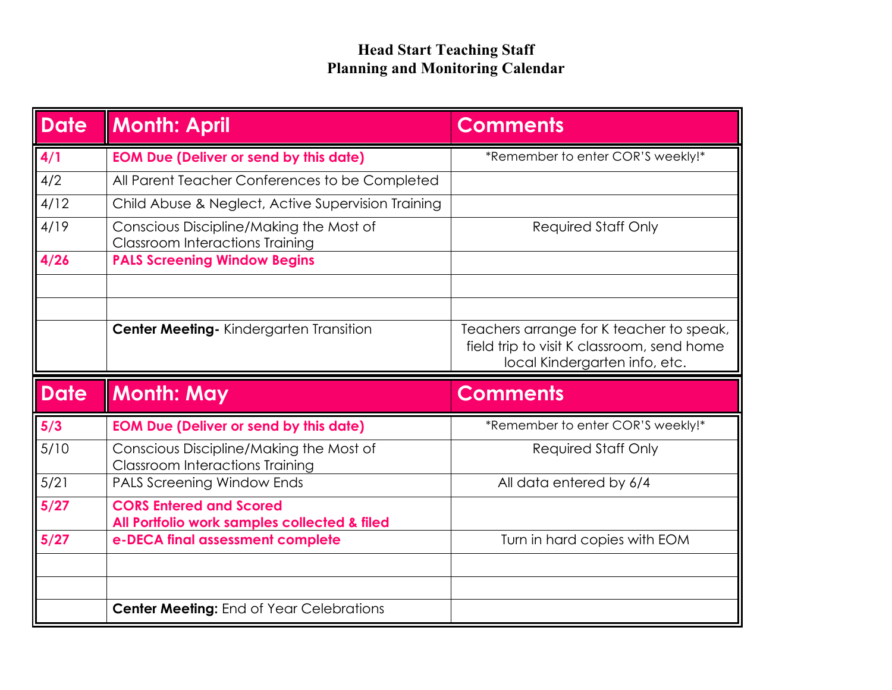# Head Start Teaching Staff
# Planning and Monitoring Calendar

| Date | Month: April | Comments |
|---|---|---|
| **4/1** | **EOM Due (Deliver or send by this date)** | *Remember to enter COR'S weekly!* |
| 4/2 | All Parent Teacher Conferences to be Completed | |
| 4/12 | Child Abuse & Neglect, Active Supervision Training | |
| 4/19 | Conscious Discipline/Making the Most of Classroom Interactions Training | Required Staff Only |
| **4/26** | **PALS Screening Window Begins** | |
| | | |
| | | |
| | **Center Meeting-** Kindergarten Transition | Teachers arrange for K teacher to speak, field trip to visit K classroom, send home local Kindergarten info, etc. |

| Date | Month: May | Comments |
|---|---|---|
| **5/3** | **EOM Due (Deliver or send by this date)** | *Remember to enter COR'S weekly!* |
| 5/10 | Conscious Discipline/Making the Most of Classroom Interactions Training | Required Staff Only |
| 5/21 | PALS Screening Window Ends | All data entered by 6/4 |
| **5/27** | **CORS Entered and Scored**<br>**All Portfolio work samples collected & filed** | |
| **5/27** | **e-DECA final assessment complete** | Turn in hard copies with EOM |
| | | |
| | | |
| | **Center Meeting:** End of Year Celebrations | |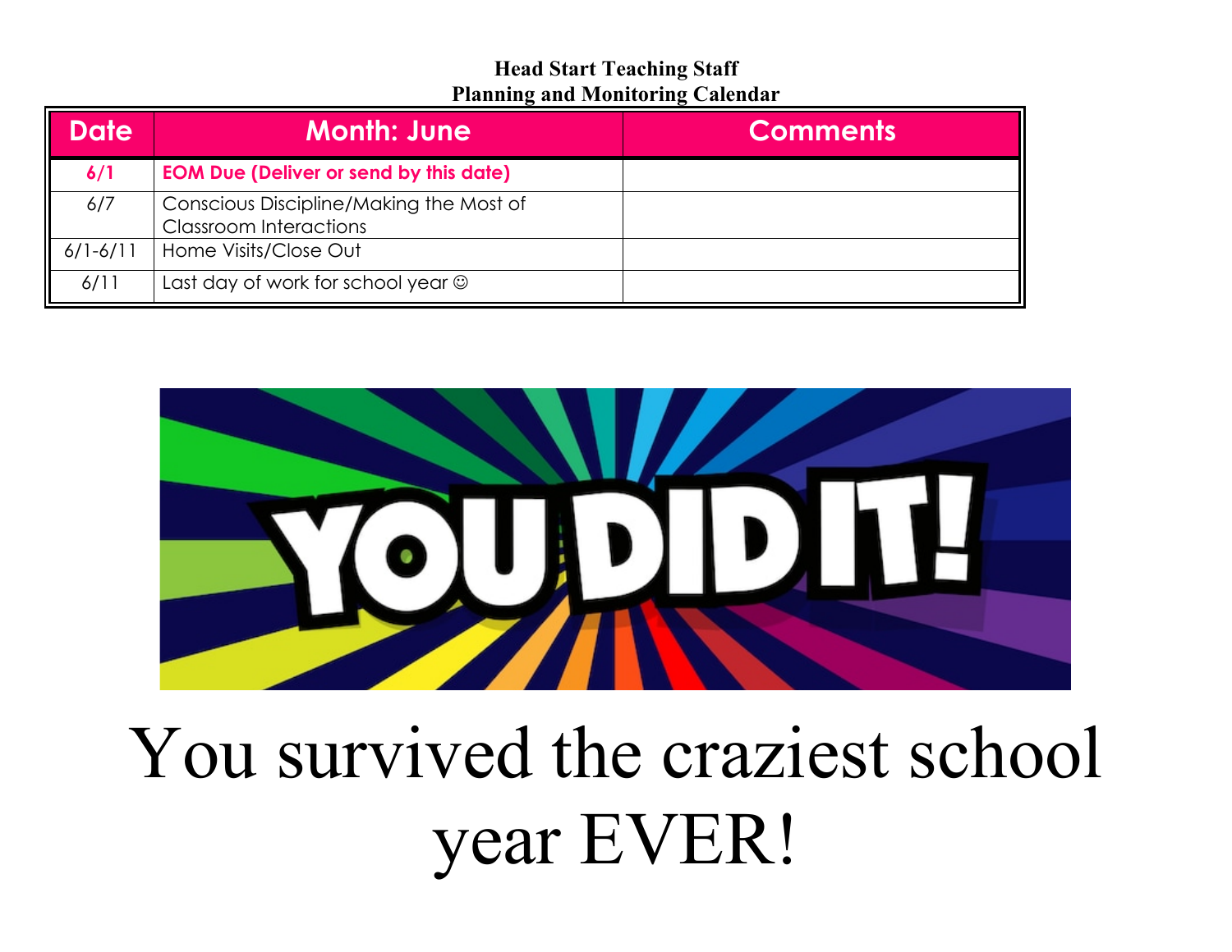**Head Start Teaching Staff**
**Planning and Monitoring Calendar**

| Date | Month: June | Comments |
|---|---|---|
| **6/1** | **EOM Due (Deliver or send by this date)** | |
| 6/7 | Conscious Discipline/Making the Most of Classroom Interactions | |
| 6/1-6/11 | Home Visits/Close Out | |
| 6/11 | Last day of work for school year ☺ | |

YOU DID IT!

# You survived the craziest school year EVER!